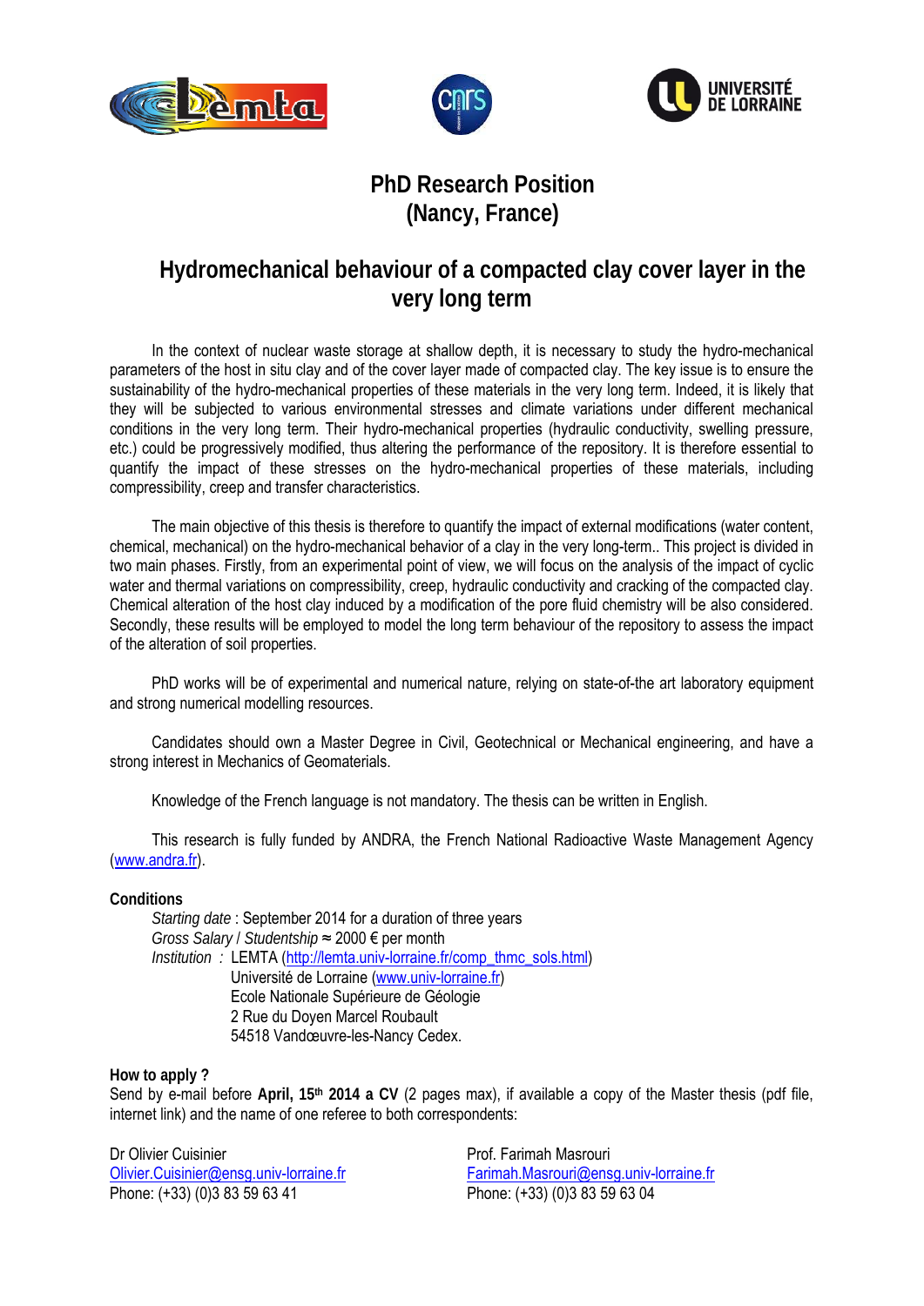# PhD Research Position (Nancy, France)

## Hydromechanical behaviour of a compacted clay cover layer in the very long term

In the context of nuclear waste storage at shallow depth, it is necessary to study the hydro-mechanical parameters of the host in situ clay and of the cover layer made of compacted clay. The key issue is to ensure the sustainability of the hydro-mechanical properties of these materials in the very long term. Indeed, it is likely that they will be subjected to various environmental stresses and climate variations under different mechanical conditions in the very long term. Their hydro-mechanical properties (hydraulic conductivity, swelling pressure, etc.) could be progressively modified, thus altering the performance of the repository. It is therefore essential to quantify the impact of these stresses on the hydro-mechanical properties of these materials, including compressibility, creep and transfer characteristics.

The main objective of this thesis is therefore to quantify the impact of external modifications (water content, chemical, mechanical) on the hydro-mechanical behavior of a clay in the very long-term.. This project is divided in two main phases. Firstly, from an experimental point of view, we will focus on the analysis of the impact of cyclic water and thermal variations on compressibility, creep, hydraulic conductivity and cracking of the compacted clay. Chemical alteration of the host clay induced by a modification of the pore fluid chemistry will be also considered. Secondly, these results will be employed to model the long term behaviour of the repository to assess the impact of the alteration of soil properties.

PhD works will be of experimental and numerical nature, relying on state-of-the art laboratory equipment and strong numerical modelling resources.

Candidates should own a Master Degree in Civil, Geotechnical or Mechanical engineering, and have a strong interest in Mechanics of Geomaterials.

Knowledge of the French language is not mandatory. The thesis can be written in English.

This research is fully funded by ANDRA, the French National Radioactive Waste Management Agency (www.andra.fr).

**Conditions**

*Starting date* : September 2014 for a duration of three years
*Gross Salary / Studentship* ≈ 2000 € per month
*Institution* : LEMTA (http://lemta.univ-lorraine.fr/comp_thmc_sols.html)
Université de Lorraine (www.univ-lorraine.fr)
Ecole Nationale Supérieure de Géologie
2 Rue du Doyen Marcel Roubault
54518 Vandœuvre-les-Nancy Cedex.

**How to apply ?**

Send by e-mail before **April, 15th 2014 a CV** (2 pages max), if available a copy of the Master thesis (pdf file, internet link) and the name of one referee to both correspondents:

Dr Olivier Cuisinier
Olivier.Cuisinier@ensg.univ-lorraine.fr
Phone: (+33) (0)3 83 59 63 41

Prof. Farimah Masrouri
Farimah.Masrouri@ensg.univ-lorraine.fr
Phone: (+33) (0)3 83 59 63 04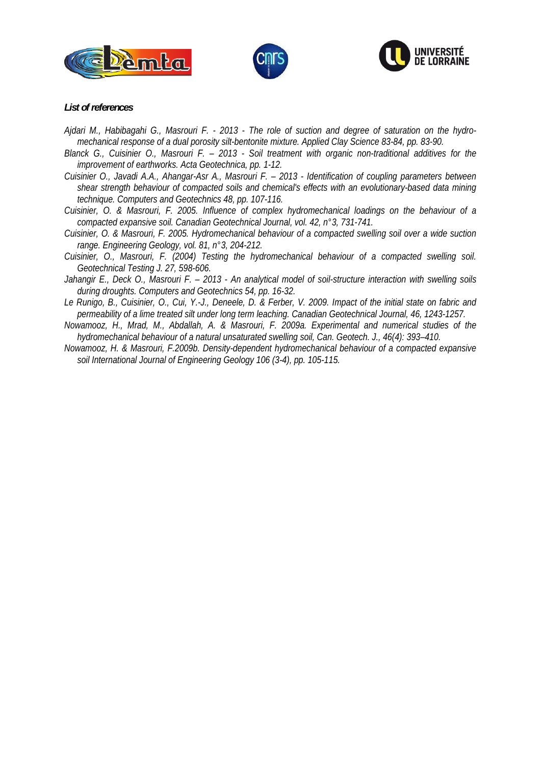***List of references***

*Ajdari M., Habibagahi G., Masrouri F. - 2013 - The role of suction and degree of saturation on the hydro-mechanical response of a dual porosity silt-bentonite mixture. Applied Clay Science 83-84, pp. 83-90.*

*Blanck G., Cuisinier O., Masrouri F. – 2013 - Soil treatment with organic non-traditional additives for the improvement of earthworks. Acta Geotechnica, pp. 1-12.*

*Cuisinier O., Javadi A.A., Ahangar-Asr A., Masrouri F. – 2013 - Identification of coupling parameters between shear strength behaviour of compacted soils and chemical's effects with an evolutionary-based data mining technique. Computers and Geotechnics 48, pp. 107-116.*

*Cuisinier, O. & Masrouri, F. 2005. Influence of complex hydromechanical loadings on the behaviour of a compacted expansive soil. Canadian Geotechnical Journal, vol. 42, n°3, 731-741.*

*Cuisinier, O. & Masrouri, F. 2005. Hydromechanical behaviour of a compacted swelling soil over a wide suction range. Engineering Geology, vol. 81, n°3, 204-212.*

*Cuisinier, O., Masrouri, F. (2004) Testing the hydromechanical behaviour of a compacted swelling soil. Geotechnical Testing J. 27, 598-606.*

*Jahangir E., Deck O., Masrouri F. – 2013 - An analytical model of soil-structure interaction with swelling soils during droughts. Computers and Geotechnics 54, pp. 16-32.*

*Le Runigo, B., Cuisinier, O., Cui, Y.-J., Deneele, D. & Ferber, V. 2009. Impact of the initial state on fabric and permeability of a lime treated silt under long term leaching. Canadian Geotechnical Journal, 46, 1243-1257.*

*Nowamooz, H., Mrad, M., Abdallah, A. & Masrouri, F. 2009a. Experimental and numerical studies of the hydromechanical behaviour of a natural unsaturated swelling soil, Can. Geotech. J., 46(4): 393–410.*

*Nowamooz, H. & Masrouri, F.2009b. Density-dependent hydromechanical behaviour of a compacted expansive soil International Journal of Engineering Geology 106 (3-4), pp. 105-115.*